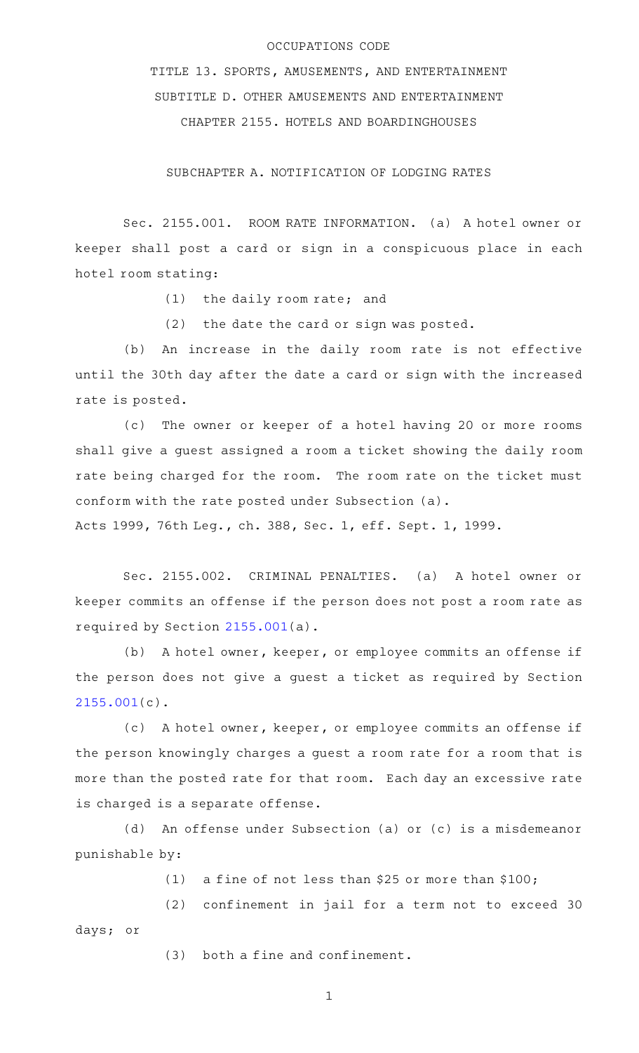OCCUPATIONS CODE

TITLE 13. SPORTS, AMUSEMENTS, AND ENTERTAINMENT

SUBTITLE D. OTHER AMUSEMENTS AND ENTERTAINMENT

CHAPTER 2155. HOTELS AND BOARDINGHOUSES

SUBCHAPTER A. NOTIFICATION OF LODGING RATES

Sec. 2155.001. ROOM RATE INFORMATION. (a) A hotel owner or keeper shall post a card or sign in a conspicuous place in each hotel room stating:

(1) the daily room rate; and

(2) the date the card or sign was posted.

(b) An increase in the daily room rate is not effective until the 30th day after the date a card or sign with the increased rate is posted.

(c) The owner or keeper of a hotel having 20 or more rooms shall give a guest assigned a room a ticket showing the daily room rate being charged for the room. The room rate on the ticket must conform with the rate posted under Subsection (a).

Acts 1999, 76th Leg., ch. 388, Sec. 1, eff. Sept. 1, 1999.

Sec. 2155.002. CRIMINAL PENALTIES. (a) A hotel owner or keeper commits an offense if the person does not post a room rate as required by Section 2155.001(a).

(b) A hotel owner, keeper, or employee commits an offense if the person does not give a guest a ticket as required by Section 2155.001(c).

(c) A hotel owner, keeper, or employee commits an offense if the person knowingly charges a guest a room rate for a room that is more than the posted rate for that room. Each day an excessive rate is charged is a separate offense.

(d) An offense under Subsection (a) or (c) is a misdemeanor punishable by:

(1) a fine of not less than $25 or more than $100;

(2) confinement in jail for a term not to exceed 30 days; or

(3) both a fine and confinement.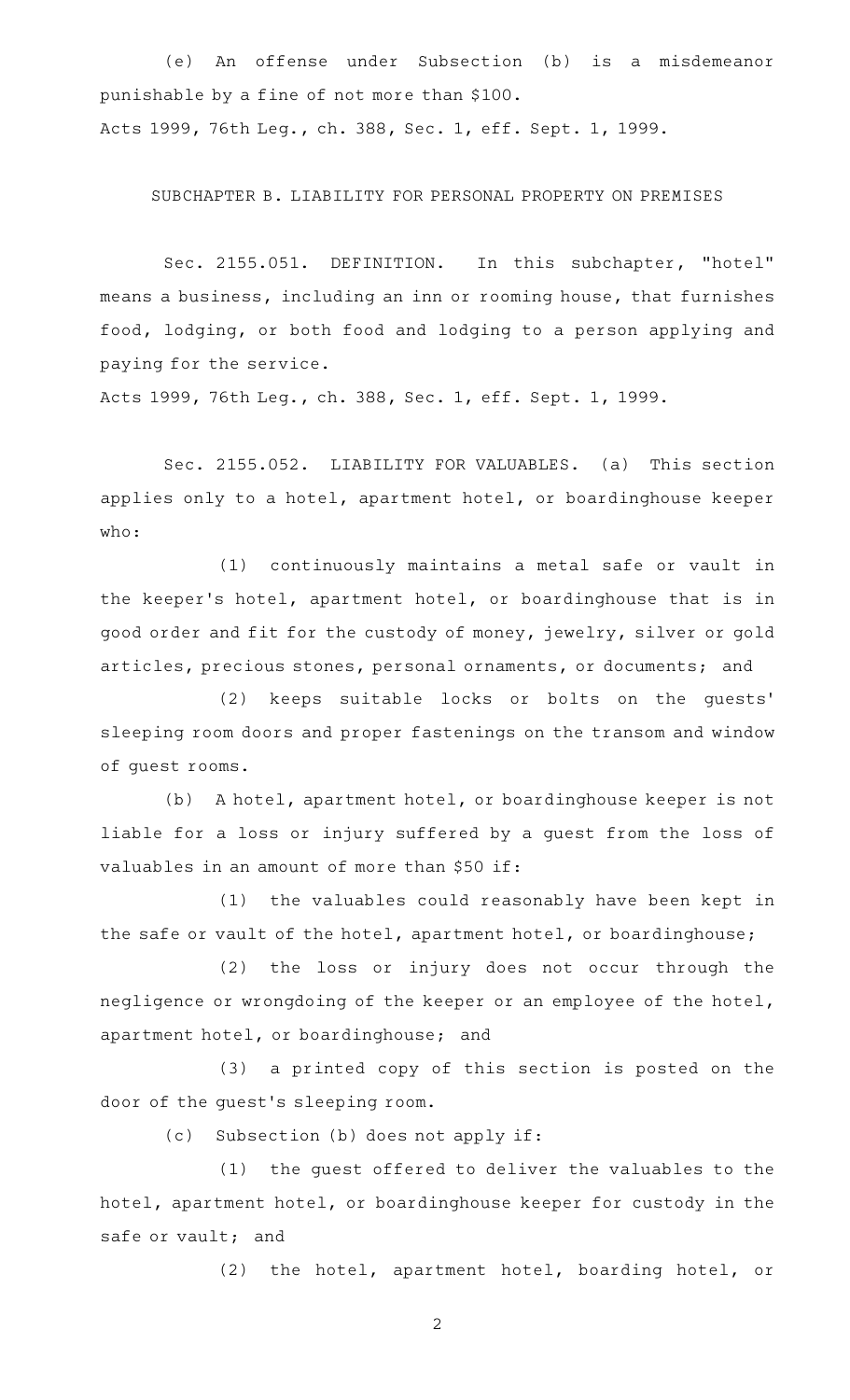(e) An offense under Subsection (b) is a misdemeanor punishable by a fine of not more than $100.

Acts 1999, 76th Leg., ch. 388, Sec. 1, eff. Sept. 1, 1999.

SUBCHAPTER B. LIABILITY FOR PERSONAL PROPERTY ON PREMISES

Sec. 2155.051. DEFINITION. In this subchapter, "hotel" means a business, including an inn or rooming house, that furnishes food, lodging, or both food and lodging to a person applying and paying for the service.

Acts 1999, 76th Leg., ch. 388, Sec. 1, eff. Sept. 1, 1999.

Sec. 2155.052. LIABILITY FOR VALUABLES. (a) This section applies only to a hotel, apartment hotel, or boardinghouse keeper who:

(1) continuously maintains a metal safe or vault in the keeper's hotel, apartment hotel, or boardinghouse that is in good order and fit for the custody of money, jewelry, silver or gold articles, precious stones, personal ornaments, or documents; and

(2) keeps suitable locks or bolts on the guests' sleeping room doors and proper fastenings on the transom and window of guest rooms.

(b) A hotel, apartment hotel, or boardinghouse keeper is not liable for a loss or injury suffered by a guest from the loss of valuables in an amount of more than $50 if:

(1) the valuables could reasonably have been kept in the safe or vault of the hotel, apartment hotel, or boardinghouse;

(2) the loss or injury does not occur through the negligence or wrongdoing of the keeper or an employee of the hotel, apartment hotel, or boardinghouse; and

(3) a printed copy of this section is posted on the door of the guest's sleeping room.

(c) Subsection (b) does not apply if:

(1) the guest offered to deliver the valuables to the hotel, apartment hotel, or boardinghouse keeper for custody in the safe or vault; and

(2) the hotel, apartment hotel, boarding hotel, or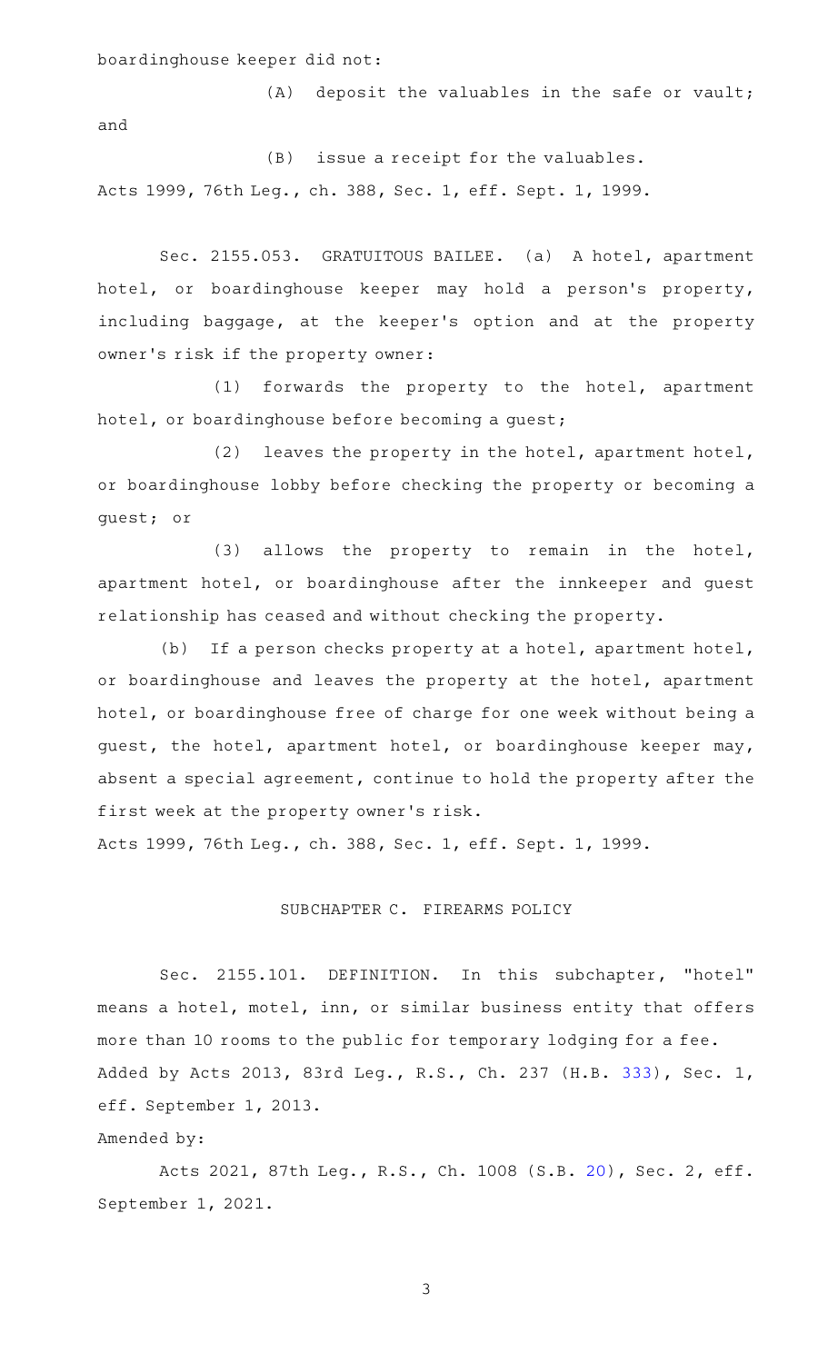boardinghouse keeper did not:

(A) deposit the valuables in the safe or vault; and

(B) issue a receipt for the valuables.

Acts 1999, 76th Leg., ch. 388, Sec. 1, eff. Sept. 1, 1999.

Sec. 2155.053. GRATUITOUS BAILEE. (a) A hotel, apartment hotel, or boardinghouse keeper may hold a person's property, including baggage, at the keeper's option and at the property owner's risk if the property owner:

(1) forwards the property to the hotel, apartment hotel, or boardinghouse before becoming a guest;

(2) leaves the property in the hotel, apartment hotel, or boardinghouse lobby before checking the property or becoming a guest; or

(3) allows the property to remain in the hotel, apartment hotel, or boardinghouse after the innkeeper and guest relationship has ceased and without checking the property.

(b) If a person checks property at a hotel, apartment hotel, or boardinghouse and leaves the property at the hotel, apartment hotel, or boardinghouse free of charge for one week without being a guest, the hotel, apartment hotel, or boardinghouse keeper may, absent a special agreement, continue to hold the property after the first week at the property owner's risk.

Acts 1999, 76th Leg., ch. 388, Sec. 1, eff. Sept. 1, 1999.

SUBCHAPTER C. FIREARMS POLICY

Sec. 2155.101. DEFINITION. In this subchapter, "hotel" means a hotel, motel, inn, or similar business entity that offers more than 10 rooms to the public for temporary lodging for a fee.

Added by Acts 2013, 83rd Leg., R.S., Ch. 237 (H.B. 333), Sec. 1, eff. September 1, 2013.

Amended by:

Acts 2021, 87th Leg., R.S., Ch. 1008 (S.B. 20), Sec. 2, eff. September 1, 2021.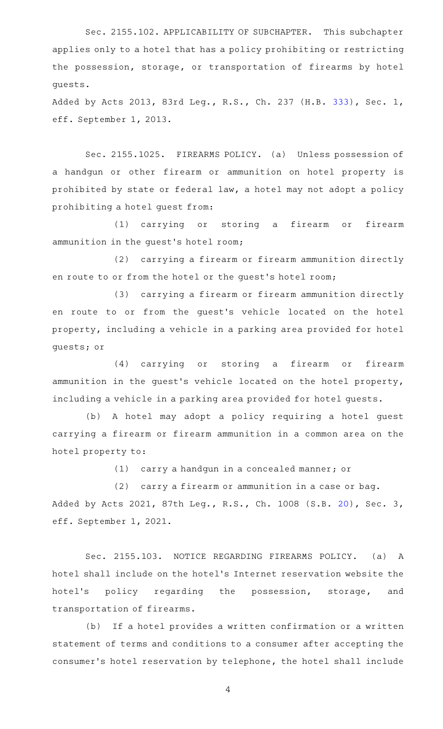Sec. 2155.102. APPLICABILITY OF SUBCHAPTER. This subchapter applies only to a hotel that has a policy prohibiting or restricting the possession, storage, or transportation of firearms by hotel guests.

Added by Acts 2013, 83rd Leg., R.S., Ch. 237 (H.B. 333), Sec. 1, eff. September 1, 2013.

Sec. 2155.1025. FIREARMS POLICY. (a) Unless possession of a handgun or other firearm or ammunition on hotel property is prohibited by state or federal law, a hotel may not adopt a policy prohibiting a hotel guest from:

(1) carrying or storing a firearm or firearm ammunition in the guest's hotel room;

(2) carrying a firearm or firearm ammunition directly en route to or from the hotel or the guest's hotel room;

(3) carrying a firearm or firearm ammunition directly en route to or from the guest's vehicle located on the hotel property, including a vehicle in a parking area provided for hotel guests; or

(4) carrying or storing a firearm or firearm ammunition in the guest's vehicle located on the hotel property, including a vehicle in a parking area provided for hotel guests.

(b) A hotel may adopt a policy requiring a hotel guest carrying a firearm or firearm ammunition in a common area on the hotel property to:

(1) carry a handgun in a concealed manner; or

(2) carry a firearm or ammunition in a case or bag.

Added by Acts 2021, 87th Leg., R.S., Ch. 1008 (S.B. 20), Sec. 3, eff. September 1, 2021.

Sec. 2155.103. NOTICE REGARDING FIREARMS POLICY. (a) A hotel shall include on the hotel's Internet reservation website the hotel's policy regarding the possession, storage, and transportation of firearms.

(b) If a hotel provides a written confirmation or a written statement of terms and conditions to a consumer after accepting the consumer's hotel reservation by telephone, the hotel shall include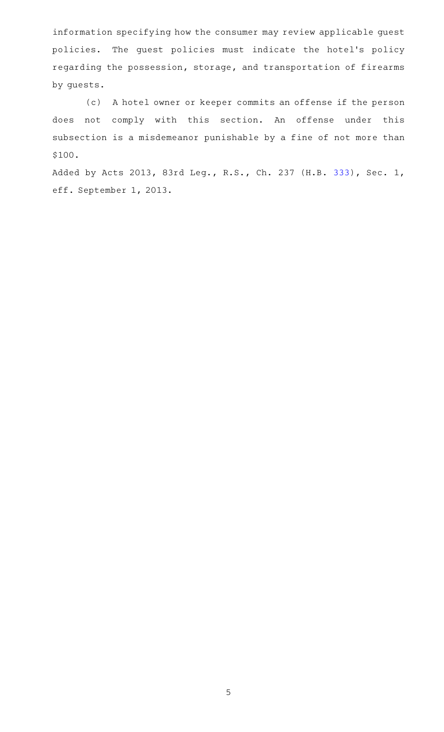information specifying how the consumer may review applicable guest policies. The guest policies must indicate the hotel's policy regarding the possession, storage, and transportation of firearms by guests.

(c) A hotel owner or keeper commits an offense if the person does not comply with this section. An offense under this subsection is a misdemeanor punishable by a fine of not more than $100.

Added by Acts 2013, 83rd Leg., R.S., Ch. 237 (H.B. 333), Sec. 1, eff. September 1, 2013.